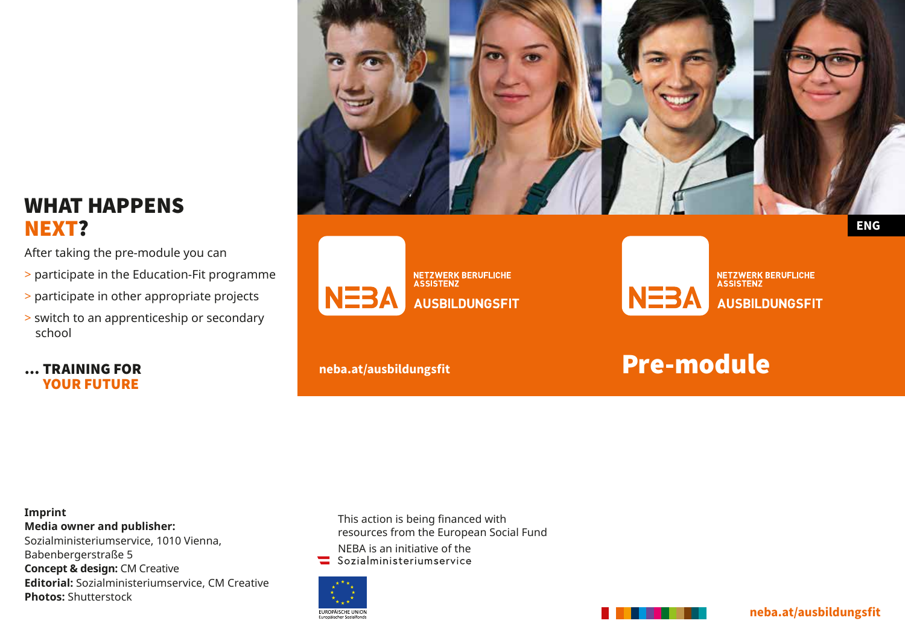## WHAT HAPPENS NEXT?

After taking the pre-module you can

> participate in the Education-Fit programme
> participate in other appropriate projects
> switch to an apprenticeship or secondary school

**... TRAINING FOR YOUR FUTURE**

**Imprint**
**Media owner and publisher:** Sozialministeriumservice, 1010 Vienna, Babenbergerstraße 5
**Concept & design:** CM Creative
**Editorial:** Sozialministeriumservice, CM Creative
**Photos:** Shutterstock

This action is being financed with resources from the European Social Fund

NEBA is an initiative of the Sozialministeriumservice

EUROPÄISCHE UNION
Europäischer Sozialfonds

NEBA NETZWERK BERUFLICHE ASSISTENZ AUSBILDUNGSFIT

neba.at/ausbildungsfit

ENG

NEBA NETZWERK BERUFLICHE ASSISTENZ AUSBILDUNGSFIT

# Pre-module

neba.at/ausbildungsfit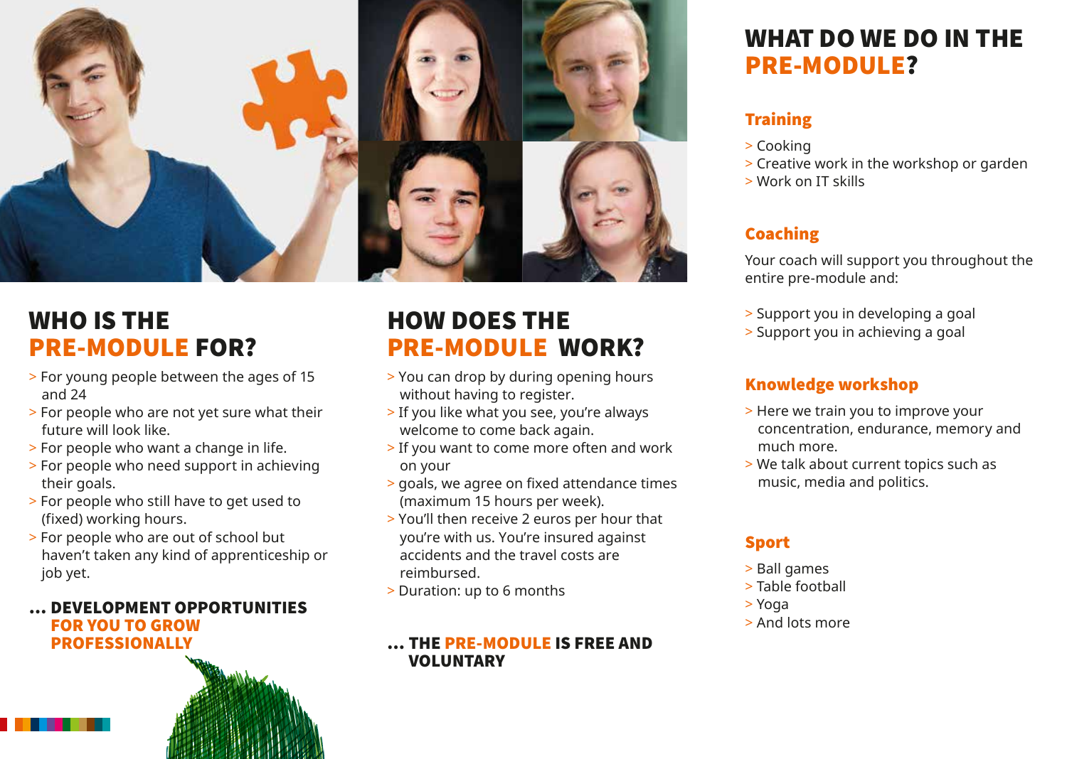## WHO IS THE PRE-MODULE FOR?

- For young people between the ages of 15 and 24
- For people who are not yet sure what their future will look like.
- For people who want a change in life.
- For people who need support in achieving their goals.
- For people who still have to get used to (fixed) working hours.
- For people who are out of school but haven't taken any kind of apprenticeship or job yet.

**... DEVELOPMENT OPPORTUNITIES FOR YOU TO GROW PROFESSIONALLY**

## HOW DOES THE PRE-MODULE WORK?

- You can drop by during opening hours without having to register.
- If you like what you see, you're always welcome to come back again.
- If you want to come more often and work on your
- goals, we agree on fixed attendance times (maximum 15 hours per week).
- You'll then receive 2 euros per hour that you're with us. You're insured against accidents and the travel costs are reimbursed.
- Duration: up to 6 months

**... THE PRE-MODULE IS FREE AND VOLUNTARY**

## WHAT DO WE DO IN THE PRE-MODULE?

### Training

- Cooking
- Creative work in the workshop or garden
- Work on IT skills

### Coaching

Your coach will support you throughout the entire pre-module and:

- Support you in developing a goal
- Support you in achieving a goal

### Knowledge workshop

- Here we train you to improve your concentration, endurance, memory and much more.
- We talk about current topics such as music, media and politics.

### Sport

- Ball games
- Table football
- Yoga
- And lots more